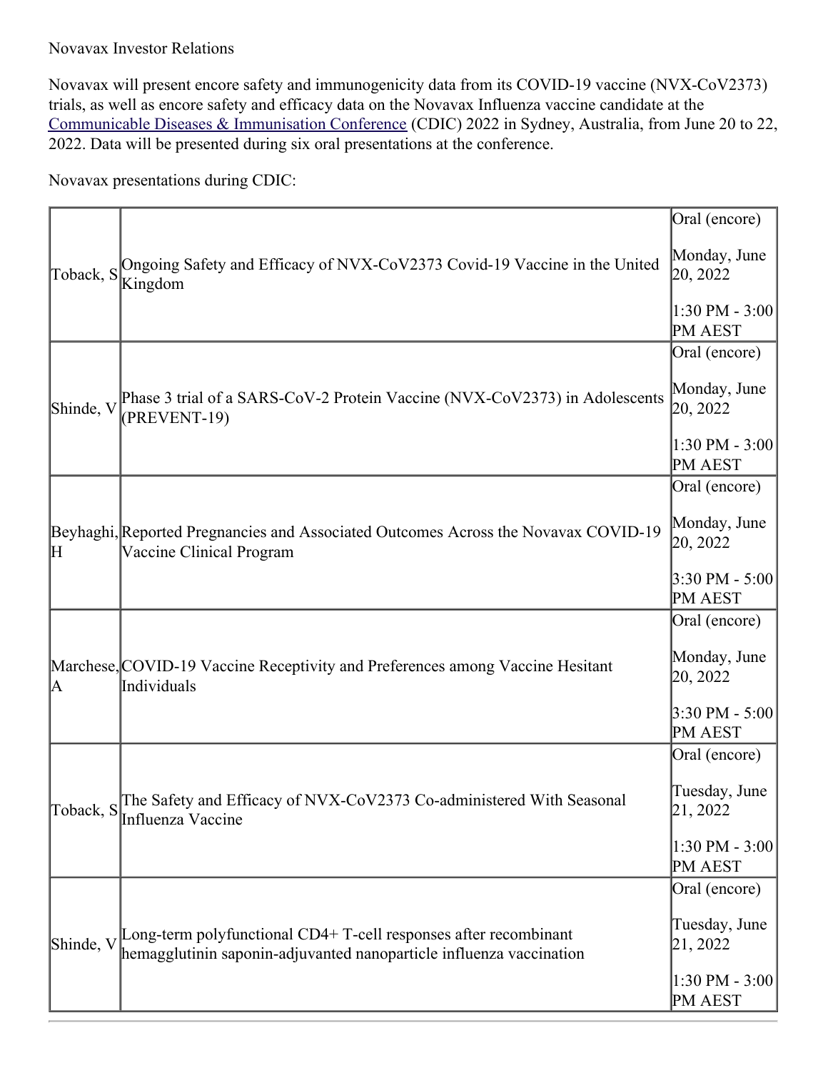Novavax Investor Relations

Novavax will present encore safety and immunogenicity data from its COVID-19 vaccine (NVX-CoV2373) trials, as well as encore safety and efficacy data on the Novavax Influenza vaccine candidate at the [Communicable Diseases & Immunisation Conference](#) (CDIC) 2022 in Sydney, Australia, from June 20 to 22, 2022. Data will be presented during six oral presentations at the conference.

Novavax presentations during CDIC:

| | | |
|---|---|---|
| Toback, S | Ongoing Safety and Efficacy of NVX-CoV2373 Covid-19 Vaccine in the United Kingdom | Oral (encore)<br><br>Monday, June 20, 2022<br><br>1:30 PM - 3:00 PM AEST |
| Shinde, V | Phase 3 trial of a SARS-CoV-2 Protein Vaccine (NVX-CoV2373) in Adolescents (PREVENT-19) | Oral (encore)<br><br>Monday, June 20, 2022<br><br>1:30 PM - 3:00 PM AEST |
| Beyhaghi, H | Reported Pregnancies and Associated Outcomes Across the Novavax COVID-19 Vaccine Clinical Program | Oral (encore)<br><br>Monday, June 20, 2022<br><br>3:30 PM - 5:00 PM AEST |
| Marchese, A | COVID-19 Vaccine Receptivity and Preferences among Vaccine Hesitant Individuals | Oral (encore)<br><br>Monday, June 20, 2022<br><br>3:30 PM - 5:00 PM AEST |
| Toback, S | The Safety and Efficacy of NVX-CoV2373 Co-administered With Seasonal Influenza Vaccine | Oral (encore)<br><br>Tuesday, June 21, 2022<br><br>1:30 PM - 3:00 PM AEST |
| Shinde, V | Long-term polyfunctional CD4+ T-cell responses after recombinant hemagglutinin saponin-adjuvanted nanoparticle influenza vaccination | Oral (encore)<br><br>Tuesday, June 21, 2022<br><br>1:30 PM - 3:00 PM AEST |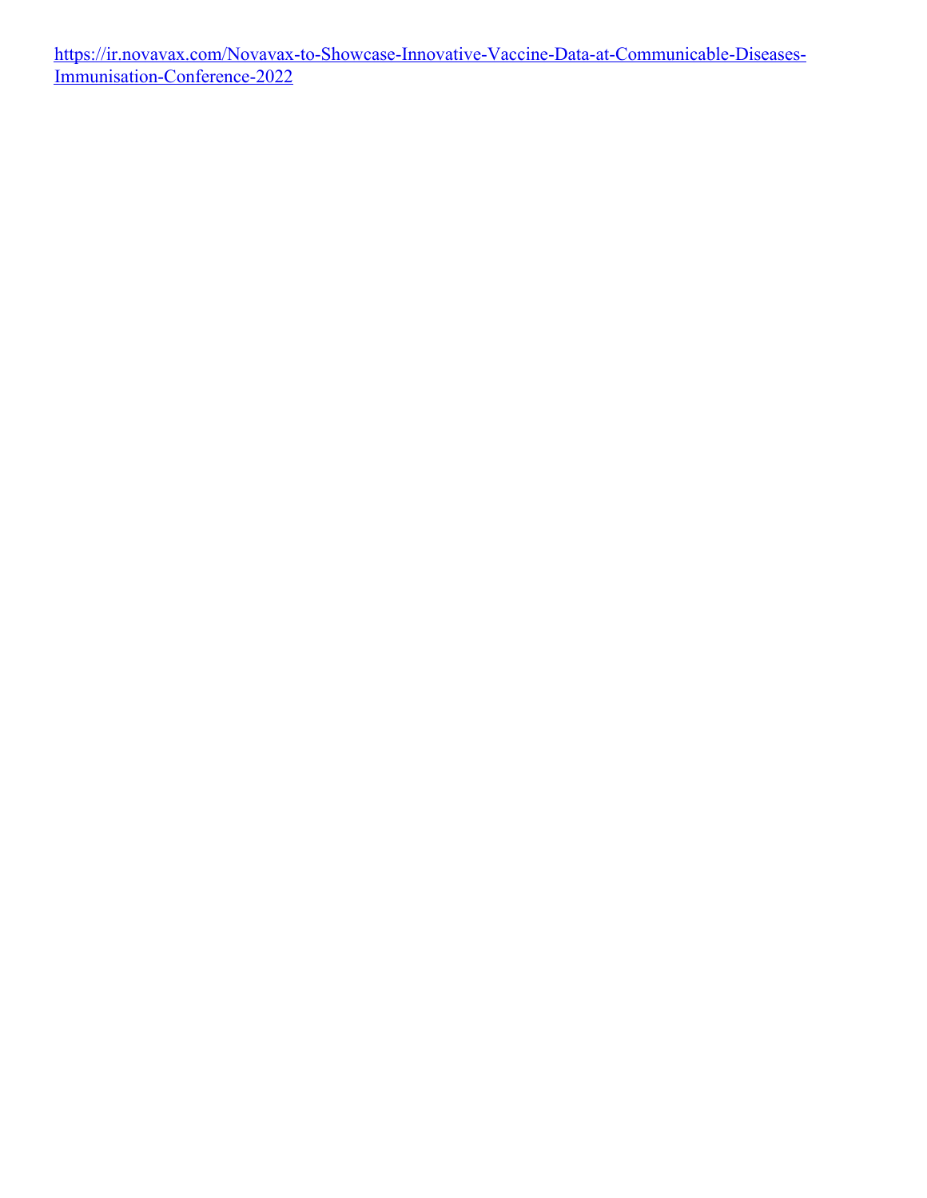https://ir.novavax.com/Novavax-to-Showcase-Innovative-Vaccine-Data-at-Communicable-Diseases-Immunisation-Conference-2022